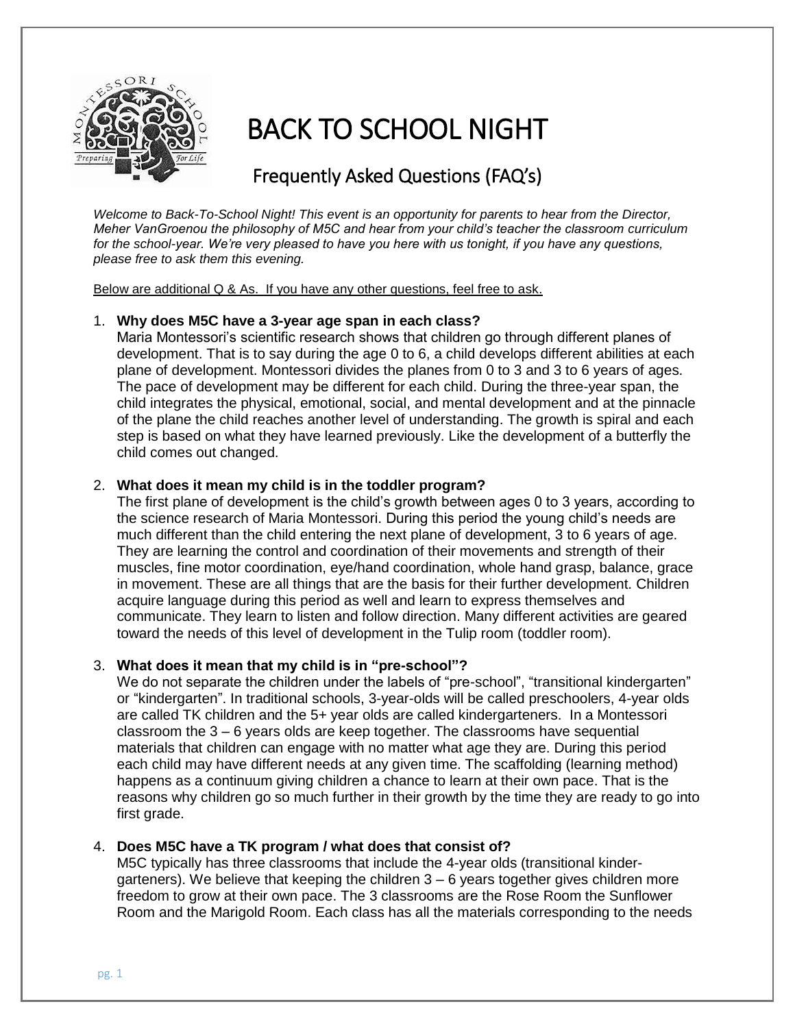# BACK TO SCHOOL NIGHT

## Frequently Asked Questions (FAQ's)

*Welcome to Back-To-School Night! This event is an opportunity for parents to hear from the Director, Meher VanGroenou the philosophy of M5C and hear from your child's teacher the classroom curriculum for the school-year. We're very pleased to have you here with us tonight, if you have any questions, please free to ask them this evening.*

Below are additional Q & As. If you have any other questions, feel free to ask.

1. **Why does M5C have a 3-year age span in each class?**
   Maria Montessori's scientific research shows that children go through different planes of development. That is to say during the age 0 to 6, a child develops different abilities at each plane of development. Montessori divides the planes from 0 to 3 and 3 to 6 years of ages. The pace of development may be different for each child. During the three-year span, the child integrates the physical, emotional, social, and mental development and at the pinnacle of the plane the child reaches another level of understanding. The growth is spiral and each step is based on what they have learned previously. Like the development of a butterfly the child comes out changed.

2. **What does it mean my child is in the toddler program?**
   The first plane of development is the child's growth between ages 0 to 3 years, according to the science research of Maria Montessori. During this period the young child's needs are much different than the child entering the next plane of development, 3 to 6 years of age. They are learning the control and coordination of their movements and strength of their muscles, fine motor coordination, eye/hand coordination, whole hand grasp, balance, grace in movement. These are all things that are the basis for their further development. Children acquire language during this period as well and learn to express themselves and communicate. They learn to listen and follow direction. Many different activities are geared toward the needs of this level of development in the Tulip room (toddler room).

3. **What does it mean that my child is in "pre-school"?**
   We do not separate the children under the labels of "pre-school", "transitional kindergarten" or "kindergarten". In traditional schools, 3-year-olds will be called preschoolers, 4-year olds are called TK children and the 5+ year olds are called kindergarteners. In a Montessori classroom the 3 – 6 years olds are keep together. The classrooms have sequential materials that children can engage with no matter what age they are. During this period each child may have different needs at any given time. The scaffolding (learning method) happens as a continuum giving children a chance to learn at their own pace. That is the reasons why children go so much further in their growth by the time they are ready to go into first grade.

4. **Does M5C have a TK program / what does that consist of?**
   M5C typically has three classrooms that include the 4-year olds (transitional kinder-garteners). We believe that keeping the children 3 – 6 years together gives children more freedom to grow at their own pace. The 3 classrooms are the Rose Room the Sunflower Room and the Marigold Room. Each class has all the materials corresponding to the needs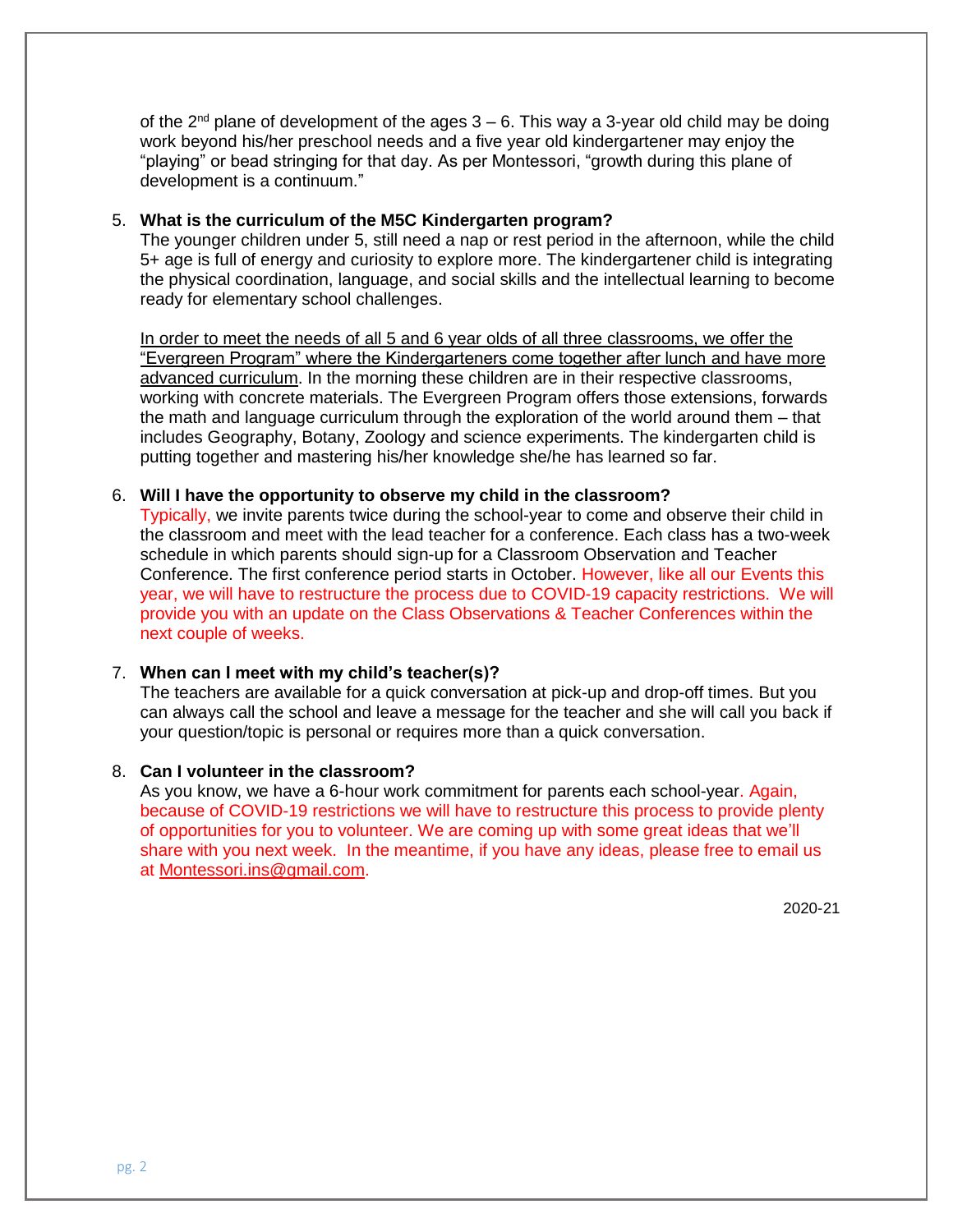of the 2nd plane of development of the ages 3 – 6. This way a 3-year old child may be doing work beyond his/her preschool needs and a five year old kindergartener may enjoy the "playing" or bead stringing for that day. As per Montessori, "growth during this plane of development is a continuum."

5. **What is the curriculum of the M5C Kindergarten program?**
   The younger children under 5, still need a nap or rest period in the afternoon, while the child 5+ age is full of energy and curiosity to explore more. The kindergartener child is integrating the physical coordination, language, and social skills and the intellectual learning to become ready for elementary school challenges.

   <u>In order to meet the needs of all 5 and 6 year olds of all three classrooms, we offer the "Evergreen Program" where the Kindergarteners come together after lunch and have more advanced curriculum</u>. In the morning these children are in their respective classrooms, working with concrete materials. The Evergreen Program offers those extensions, forwards the math and language curriculum through the exploration of the world around them – that includes Geography, Botany, Zoology and science experiments. The kindergarten child is putting together and mastering his/her knowledge she/he has learned so far.

6. **Will I have the opportunity to observe my child in the classroom?**
   Typically, we invite parents twice during the school-year to come and observe their child in the classroom and meet with the lead teacher for a conference. Each class has a two-week schedule in which parents should sign-up for a Classroom Observation and Teacher Conference. The first conference period starts in October. However, like all our Events this year, we will have to restructure the process due to COVID-19 capacity restrictions. We will provide you with an update on the Class Observations & Teacher Conferences within the next couple of weeks.

7. **When can I meet with my child's teacher(s)?**
   The teachers are available for a quick conversation at pick-up and drop-off times. But you can always call the school and leave a message for the teacher and she will call you back if your question/topic is personal or requires more than a quick conversation.

8. **Can I volunteer in the classroom?**
   As you know, we have a 6-hour work commitment for parents each school-year. Again, because of COVID-19 restrictions we will have to restructure this process to provide plenty of opportunities for you to volunteer. We are coming up with some great ideas that we'll share with you next week. In the meantime, if you have any ideas, please free to email us at Montessori.ins@gmail.com.

2020-21